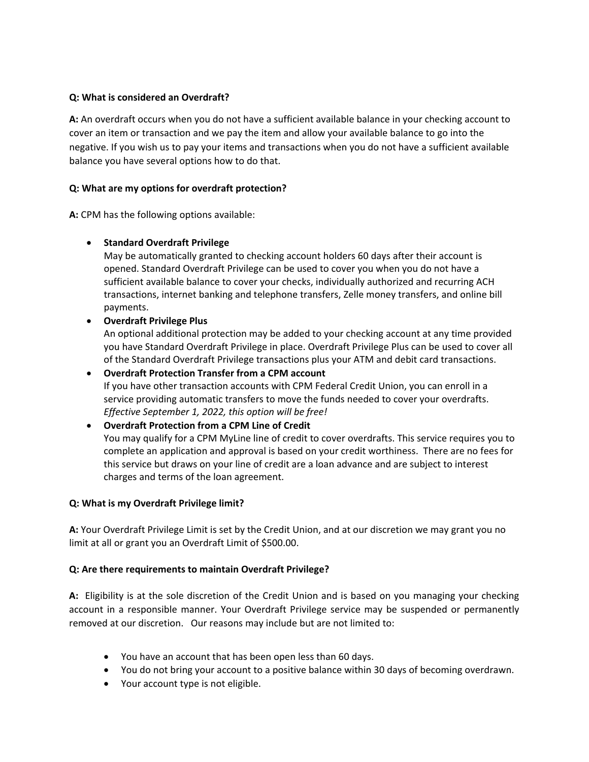**Q: What is considered an Overdraft?**

**A:** An overdraft occurs when you do not have a sufficient available balance in your checking account to cover an item or transaction and we pay the item and allow your available balance to go into the negative. If you wish us to pay your items and transactions when you do not have a sufficient available balance you have several options how to do that.

**Q: What are my options for overdraft protection?**

**A:** CPM has the following options available:

- **Standard Overdraft Privilege**
  May be automatically granted to checking account holders 60 days after their account is opened. Standard Overdraft Privilege can be used to cover you when you do not have a sufficient available balance to cover your checks, individually authorized and recurring ACH transactions, internet banking and telephone transfers, Zelle money transfers, and online bill payments.
- **Overdraft Privilege Plus**
  An optional additional protection may be added to your checking account at any time provided you have Standard Overdraft Privilege in place. Overdraft Privilege Plus can be used to cover all of the Standard Overdraft Privilege transactions plus your ATM and debit card transactions.
- **Overdraft Protection Transfer from a CPM account**
  If you have other transaction accounts with CPM Federal Credit Union, you can enroll in a service providing automatic transfers to move the funds needed to cover your overdrafts. *Effective September 1, 2022, this option will be free!*
- **Overdraft Protection from a CPM Line of Credit**
  You may qualify for a CPM MyLine line of credit to cover overdrafts. This service requires you to complete an application and approval is based on your credit worthiness. There are no fees for this service but draws on your line of credit are a loan advance and are subject to interest charges and terms of the loan agreement.

**Q: What is my Overdraft Privilege limit?**

**A:** Your Overdraft Privilege Limit is set by the Credit Union, and at our discretion we may grant you no limit at all or grant you an Overdraft Limit of $500.00.

**Q: Are there requirements to maintain Overdraft Privilege?**

**A:** Eligibility is at the sole discretion of the Credit Union and is based on you managing your checking account in a responsible manner. Your Overdraft Privilege service may be suspended or permanently removed at our discretion. Our reasons may include but are not limited to:

- You have an account that has been open less than 60 days.
- You do not bring your account to a positive balance within 30 days of becoming overdrawn.
- Your account type is not eligible.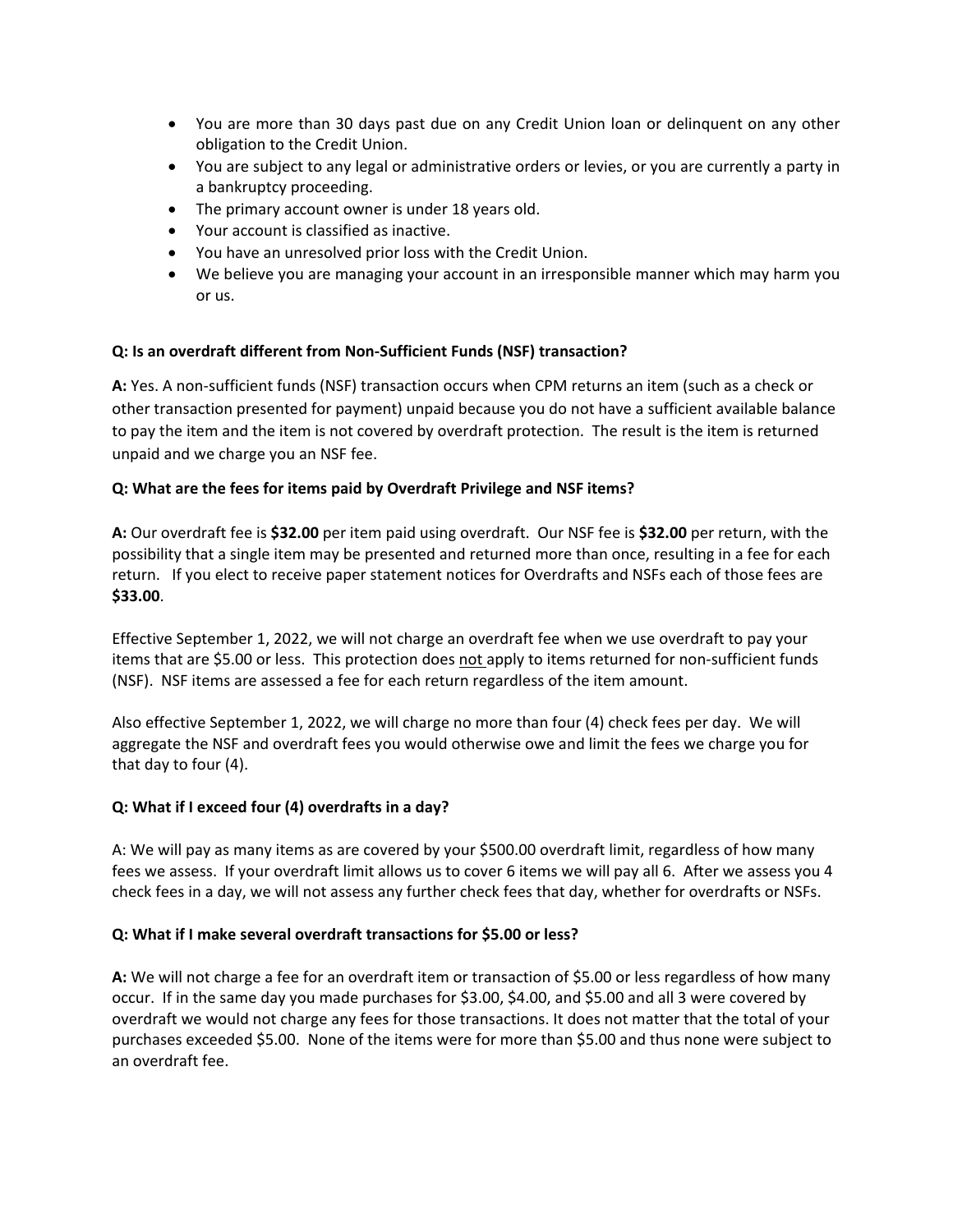- You are more than 30 days past due on any Credit Union loan or delinquent on any other obligation to the Credit Union.
- You are subject to any legal or administrative orders or levies, or you are currently a party in a bankruptcy proceeding.
- The primary account owner is under 18 years old.
- Your account is classified as inactive.
- You have an unresolved prior loss with the Credit Union.
- We believe you are managing your account in an irresponsible manner which may harm you or us.

**Q: Is an overdraft different from Non-Sufficient Funds (NSF) transaction?**

**A:** Yes. A non-sufficient funds (NSF) transaction occurs when CPM returns an item (such as a check or other transaction presented for payment) unpaid because you do not have a sufficient available balance to pay the item and the item is not covered by overdraft protection. The result is the item is returned unpaid and we charge you an NSF fee.

**Q: What are the fees for items paid by Overdraft Privilege and NSF items?**

**A:** Our overdraft fee is **$32.00** per item paid using overdraft. Our NSF fee is **$32.00** per return, with the possibility that a single item may be presented and returned more than once, resulting in a fee for each return. If you elect to receive paper statement notices for Overdrafts and NSFs each of those fees are **$33.00**.

Effective September 1, 2022, we will not charge an overdraft fee when we use overdraft to pay your items that are $5.00 or less. This protection does <u>not</u> apply to items returned for non-sufficient funds (NSF). NSF items are assessed a fee for each return regardless of the item amount.

Also effective September 1, 2022, we will charge no more than four (4) check fees per day. We will aggregate the NSF and overdraft fees you would otherwise owe and limit the fees we charge you for that day to four (4).

**Q: What if I exceed four (4) overdrafts in a day?**

A: We will pay as many items as are covered by your $500.00 overdraft limit, regardless of how many fees we assess. If your overdraft limit allows us to cover 6 items we will pay all 6. After we assess you 4 check fees in a day, we will not assess any further check fees that day, whether for overdrafts or NSFs.

**Q: What if I make several overdraft transactions for $5.00 or less?**

**A:** We will not charge a fee for an overdraft item or transaction of $5.00 or less regardless of how many occur. If in the same day you made purchases for $3.00, $4.00, and $5.00 and all 3 were covered by overdraft we would not charge any fees for those transactions. It does not matter that the total of your purchases exceeded $5.00. None of the items were for more than $5.00 and thus none were subject to an overdraft fee.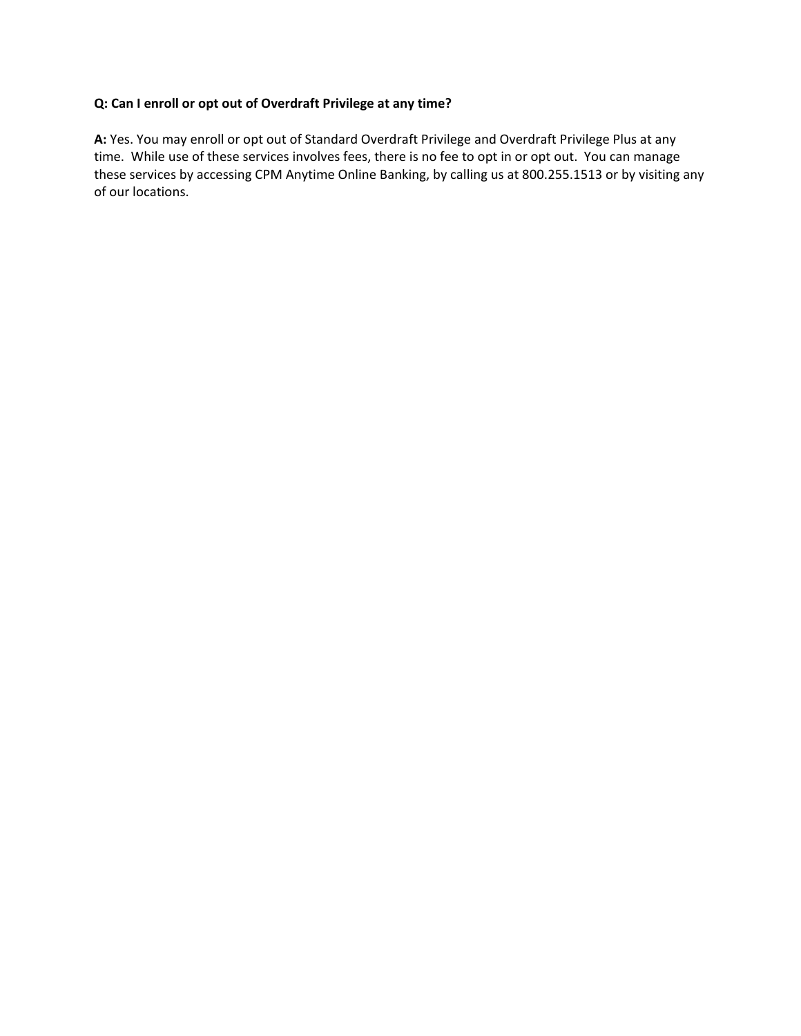**Q: Can I enroll or opt out of Overdraft Privilege at any time?**

**A:** Yes. You may enroll or opt out of Standard Overdraft Privilege and Overdraft Privilege Plus at any time. While use of these services involves fees, there is no fee to opt in or opt out. You can manage these services by accessing CPM Anytime Online Banking, by calling us at 800.255.1513 or by visiting any of our locations.